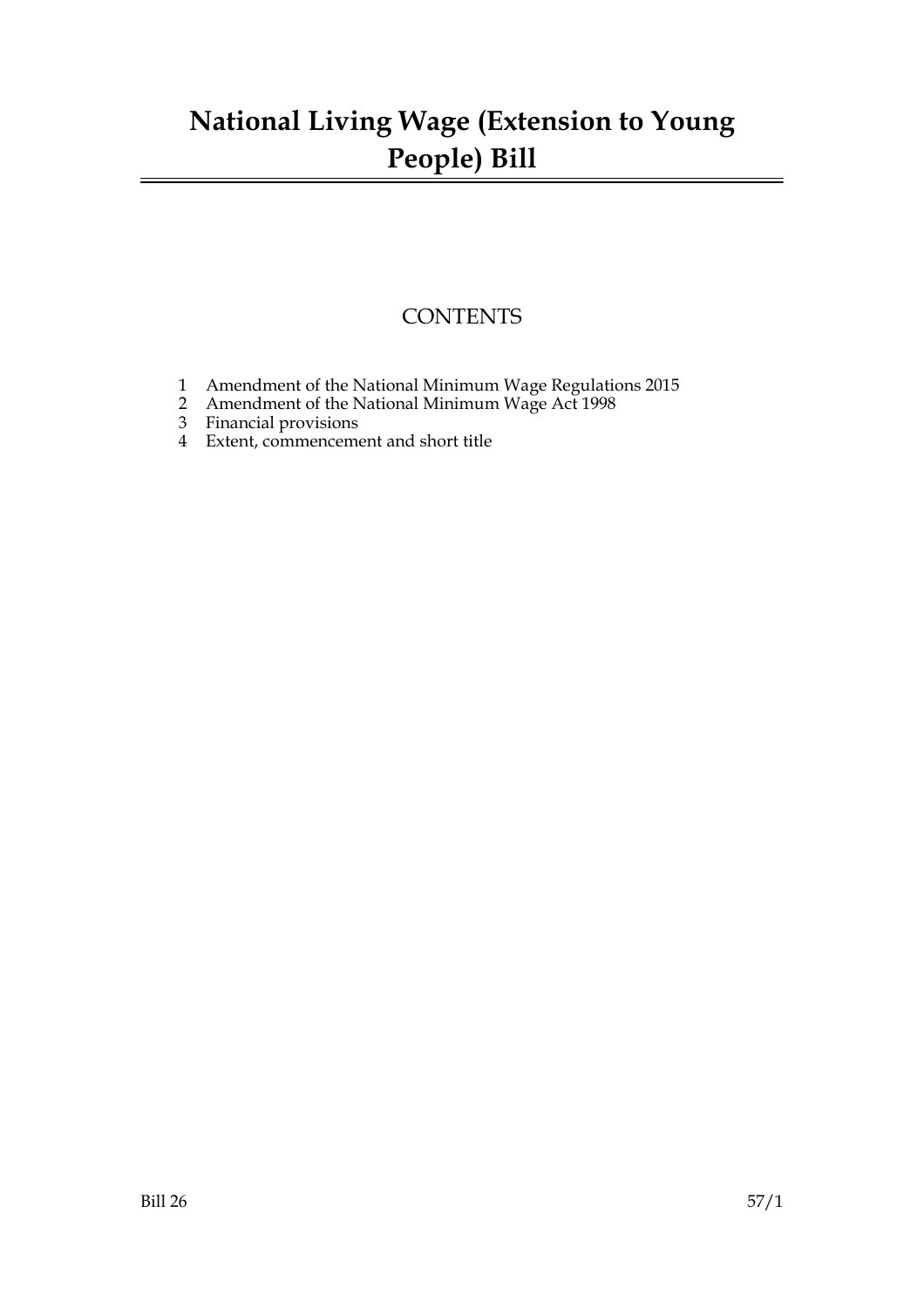# National Living Wage (Extension to Young People) Bill

## CONTENTS

1 Amendment of the National Minimum Wage Regulations 2015
2 Amendment of the National Minimum Wage Act 1998
3 Financial provisions
4 Extent, commencement and short title

Bill 26 57/1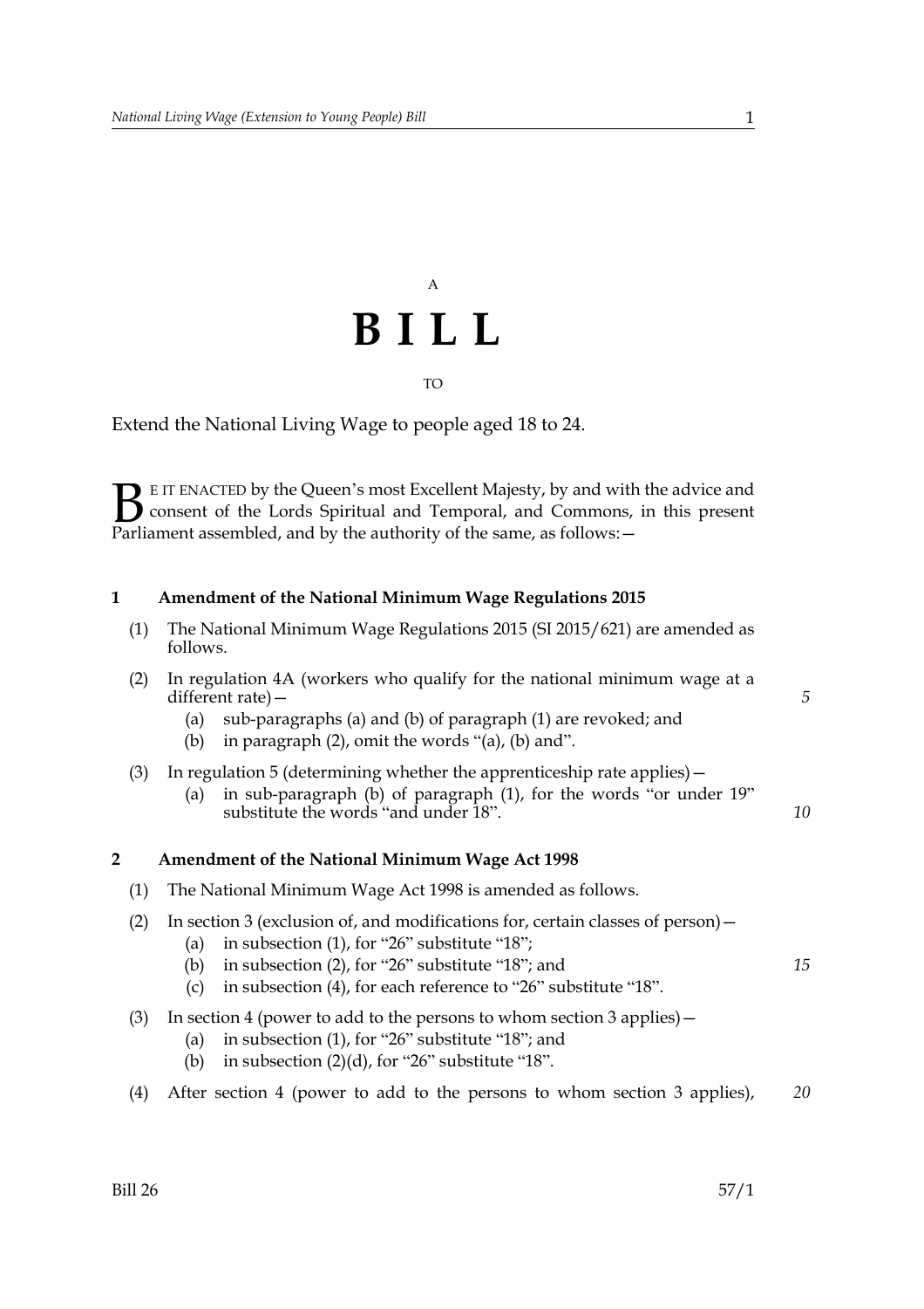A

# BILL

TO

Extend the National Living Wage to people aged 18 to 24.

BE IT ENACTED by the Queen's most Excellent Majesty, by and with the advice and consent of the Lords Spiritual and Temporal, and Commons, in this present Parliament assembled, and by the authority of the same, as follows:—

## 1 Amendment of the National Minimum Wage Regulations 2015

(1) The National Minimum Wage Regulations 2015 (SI 2015/621) are amended as follows.

(2) In regulation 4A (workers who qualify for the national minimum wage at a different rate)—

(a) sub-paragraphs (a) and (b) of paragraph (1) are revoked; and

(b) in paragraph (2), omit the words "(a), (b) and".

(3) In regulation 5 (determining whether the apprenticeship rate applies)—

(a) in sub-paragraph (b) of paragraph (1), for the words "or under 19" substitute the words "and under 18".

## 2 Amendment of the National Minimum Wage Act 1998

(1) The National Minimum Wage Act 1998 is amended as follows.

(2) In section 3 (exclusion of, and modifications for, certain classes of person)—

(a) in subsection (1), for "26" substitute "18";

(b) in subsection (2), for "26" substitute "18"; and

(c) in subsection (4), for each reference to "26" substitute "18".

(3) In section 4 (power to add to the persons to whom section 3 applies)—

(a) in subsection (1), for "26" substitute "18"; and

(b) in subsection (2)(d), for "26" substitute "18".

(4) After section 4 (power to add to the persons to whom section 3 applies),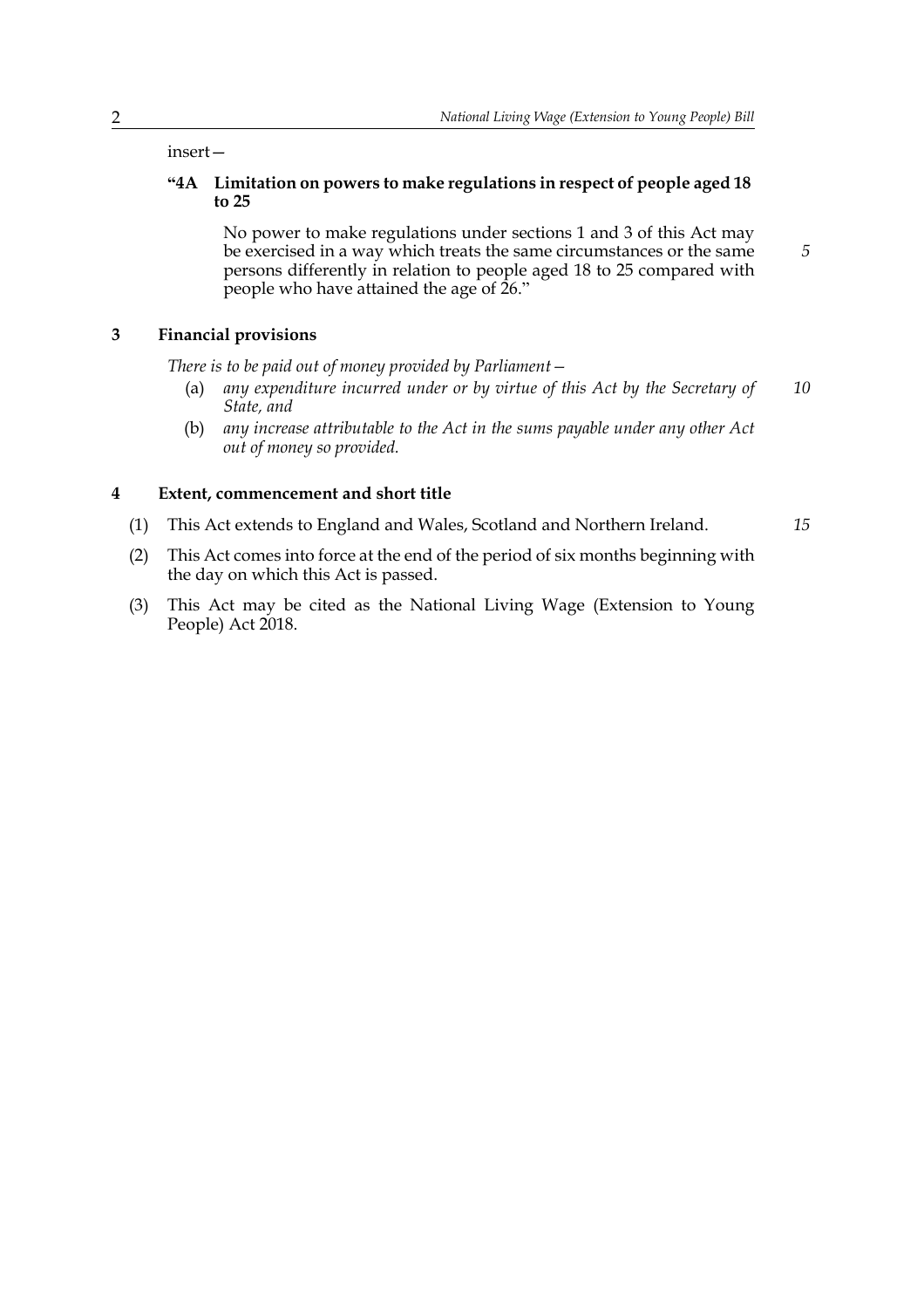insert—

**"4A Limitation on powers to make regulations in respect of people aged 18 to 25**

No power to make regulations under sections 1 and 3 of this Act may be exercised in a way which treats the same circumstances or the same persons differently in relation to people aged 18 to 25 compared with people who have attained the age of 26."

## 3 Financial provisions

*There is to be paid out of money provided by Parliament—*

(a) *any expenditure incurred under or by virtue of this Act by the Secretary of State, and*

(b) *any increase attributable to the Act in the sums payable under any other Act out of money so provided.*

## 4 Extent, commencement and short title

(1) This Act extends to England and Wales, Scotland and Northern Ireland.

(2) This Act comes into force at the end of the period of six months beginning with the day on which this Act is passed.

(3) This Act may be cited as the National Living Wage (Extension to Young People) Act 2018.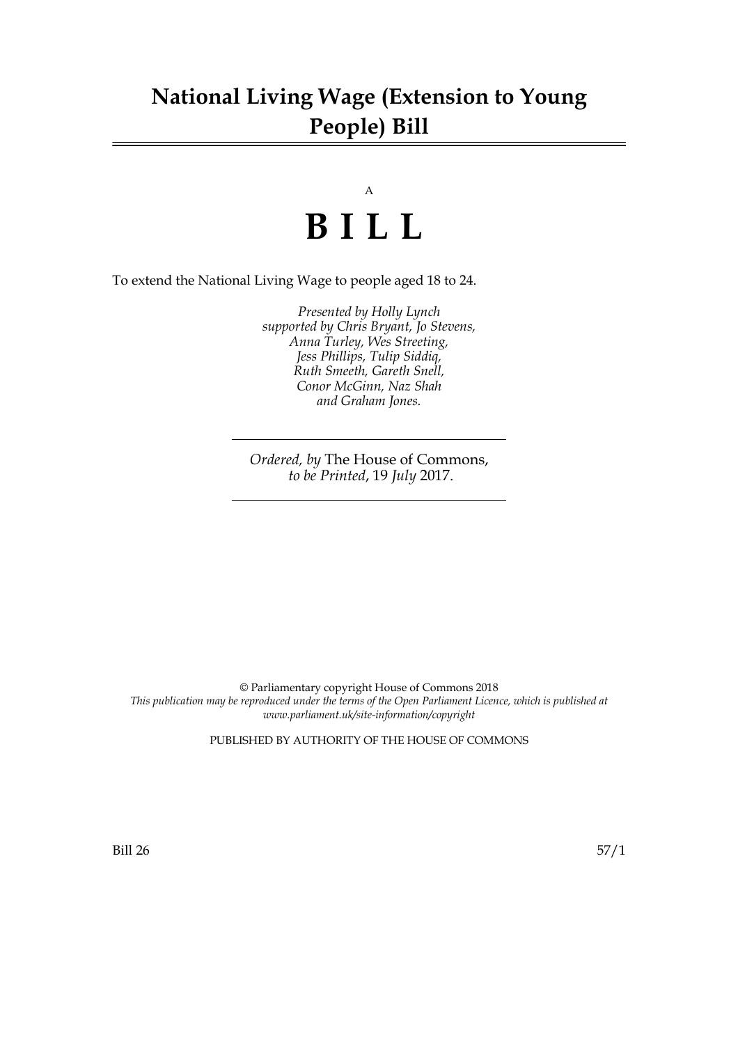# National Living Wage (Extension to Young People) Bill

A

# B I L L

To extend the National Living Wage to people aged 18 to 24.

*Presented by Holly Lynch supported by Chris Bryant, Jo Stevens, Anna Turley, Wes Streeting, Jess Phillips, Tulip Siddiq, Ruth Smeeth, Gareth Snell, Conor McGinn, Naz Shah and Graham Jones.*

---

*Ordered, by* The House of Commons, *to be Printed*, 19 *July* 2017.

---

© Parliamentary copyright House of Commons 2018
*This publication may be reproduced under the terms of the Open Parliament Licence, which is published at www.parliament.uk/site-information/copyright*

PUBLISHED BY AUTHORITY OF THE HOUSE OF COMMONS

Bill 26 57/1